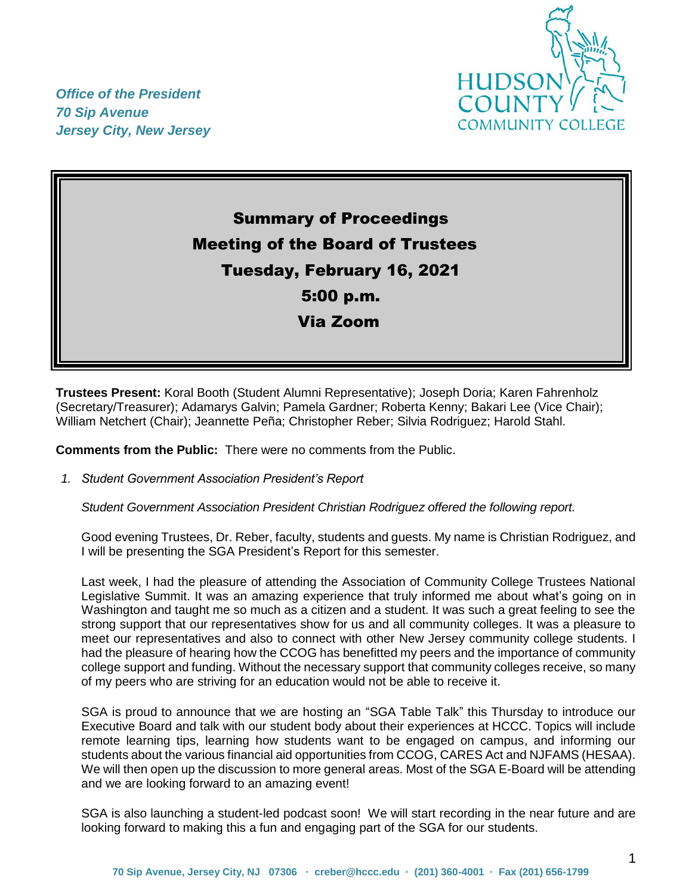*Office of the President*
*70 Sip Avenue*
*Jersey City, New Jersey*

# Summary of Proceedings
# Meeting of the Board of Trustees
# Tuesday, February 16, 2021
# 5:00 p.m.
# Via Zoom

**Trustees Present:** Koral Booth (Student Alumni Representative); Joseph Doria; Karen Fahrenholz (Secretary/Treasurer); Adamarys Galvin; Pamela Gardner; Roberta Kenny; Bakari Lee (Vice Chair); William Netchert (Chair); Jeannette Peña; Christopher Reber; Silvia Rodriguez; Harold Stahl.

**Comments from the Public:** There were no comments from the Public.

1. *Student Government Association President's Report*

   *Student Government Association President Christian Rodriguez offered the following report.*

   Good evening Trustees, Dr. Reber, faculty, students and guests. My name is Christian Rodriguez, and I will be presenting the SGA President's Report for this semester.

   Last week, I had the pleasure of attending the Association of Community College Trustees National Legislative Summit. It was an amazing experience that truly informed me about what's going on in Washington and taught me so much as a citizen and a student. It was such a great feeling to see the strong support that our representatives show for us and all community colleges. It was a pleasure to meet our representatives and also to connect with other New Jersey community college students. I had the pleasure of hearing how the CCOG has benefitted my peers and the importance of community college support and funding. Without the necessary support that community colleges receive, so many of my peers who are striving for an education would not be able to receive it.

   SGA is proud to announce that we are hosting an "SGA Table Talk" this Thursday to introduce our Executive Board and talk with our student body about their experiences at HCCC. Topics will include remote learning tips, learning how students want to be engaged on campus, and informing our students about the various financial aid opportunities from CCOG, CARES Act and NJFAMS (HESAA). We will then open up the discussion to more general areas. Most of the SGA E-Board will be attending and we are looking forward to an amazing event!

   SGA is also launching a student-led podcast soon! We will start recording in the near future and are looking forward to making this a fun and engaging part of the SGA for our students.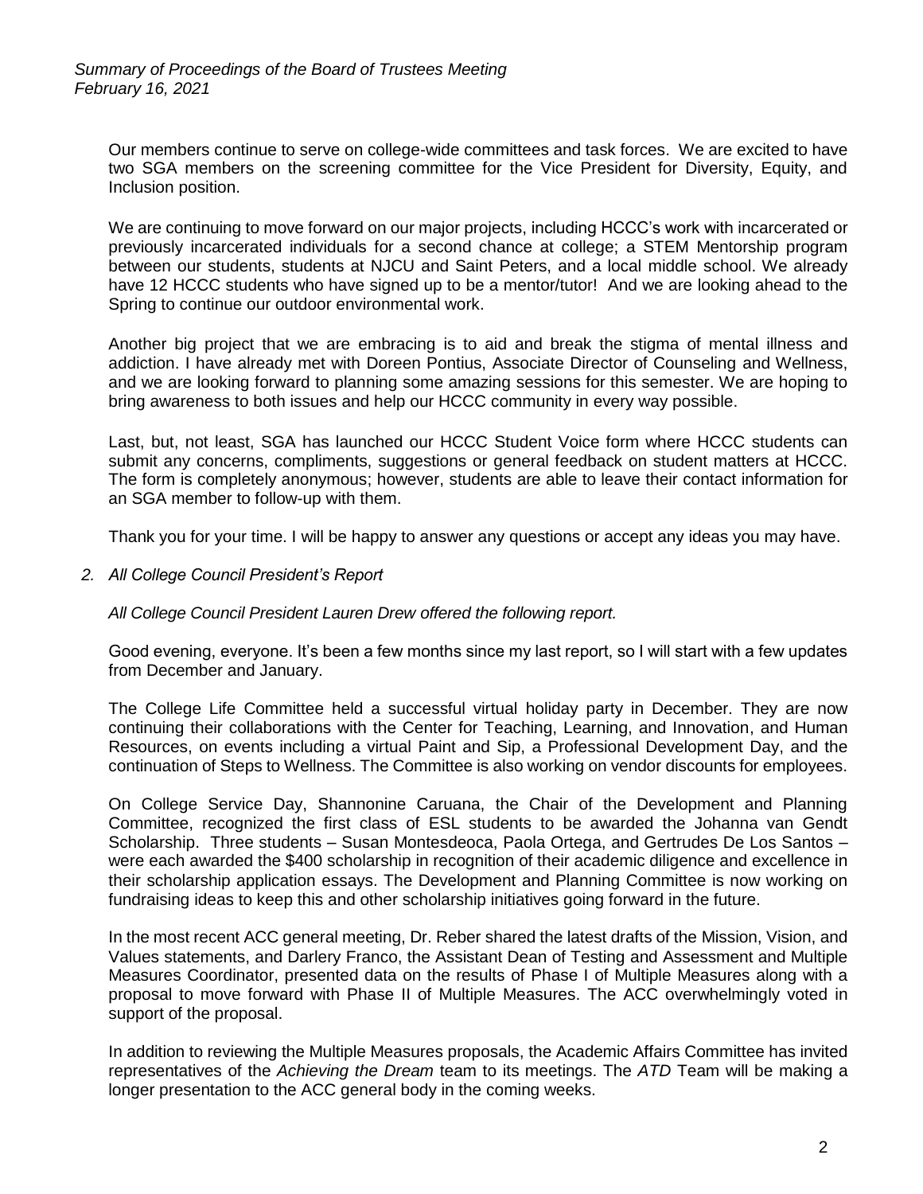Our members continue to serve on college-wide committees and task forces. We are excited to have two SGA members on the screening committee for the Vice President for Diversity, Equity, and Inclusion position.

We are continuing to move forward on our major projects, including HCCC's work with incarcerated or previously incarcerated individuals for a second chance at college; a STEM Mentorship program between our students, students at NJCU and Saint Peters, and a local middle school. We already have 12 HCCC students who have signed up to be a mentor/tutor! And we are looking ahead to the Spring to continue our outdoor environmental work.

Another big project that we are embracing is to aid and break the stigma of mental illness and addiction. I have already met with Doreen Pontius, Associate Director of Counseling and Wellness, and we are looking forward to planning some amazing sessions for this semester. We are hoping to bring awareness to both issues and help our HCCC community in every way possible.

Last, but, not least, SGA has launched our HCCC Student Voice form where HCCC students can submit any concerns, compliments, suggestions or general feedback on student matters at HCCC. The form is completely anonymous; however, students are able to leave their contact information for an SGA member to follow-up with them.

Thank you for your time. I will be happy to answer any questions or accept any ideas you may have.

2. *All College Council President's Report*

*All College Council President Lauren Drew offered the following report.*

Good evening, everyone. It's been a few months since my last report, so I will start with a few updates from December and January.

The College Life Committee held a successful virtual holiday party in December. They are now continuing their collaborations with the Center for Teaching, Learning, and Innovation, and Human Resources, on events including a virtual Paint and Sip, a Professional Development Day, and the continuation of Steps to Wellness. The Committee is also working on vendor discounts for employees.

On College Service Day, Shannonine Caruana, the Chair of the Development and Planning Committee, recognized the first class of ESL students to be awarded the Johanna van Gendt Scholarship. Three students – Susan Montesdeoca, Paola Ortega, and Gertrudes De Los Santos – were each awarded the $400 scholarship in recognition of their academic diligence and excellence in their scholarship application essays. The Development and Planning Committee is now working on fundraising ideas to keep this and other scholarship initiatives going forward in the future.

In the most recent ACC general meeting, Dr. Reber shared the latest drafts of the Mission, Vision, and Values statements, and Darlery Franco, the Assistant Dean of Testing and Assessment and Multiple Measures Coordinator, presented data on the results of Phase I of Multiple Measures along with a proposal to move forward with Phase II of Multiple Measures. The ACC overwhelmingly voted in support of the proposal.

In addition to reviewing the Multiple Measures proposals, the Academic Affairs Committee has invited representatives of the *Achieving the Dream* team to its meetings. The *ATD* Team will be making a longer presentation to the ACC general body in the coming weeks.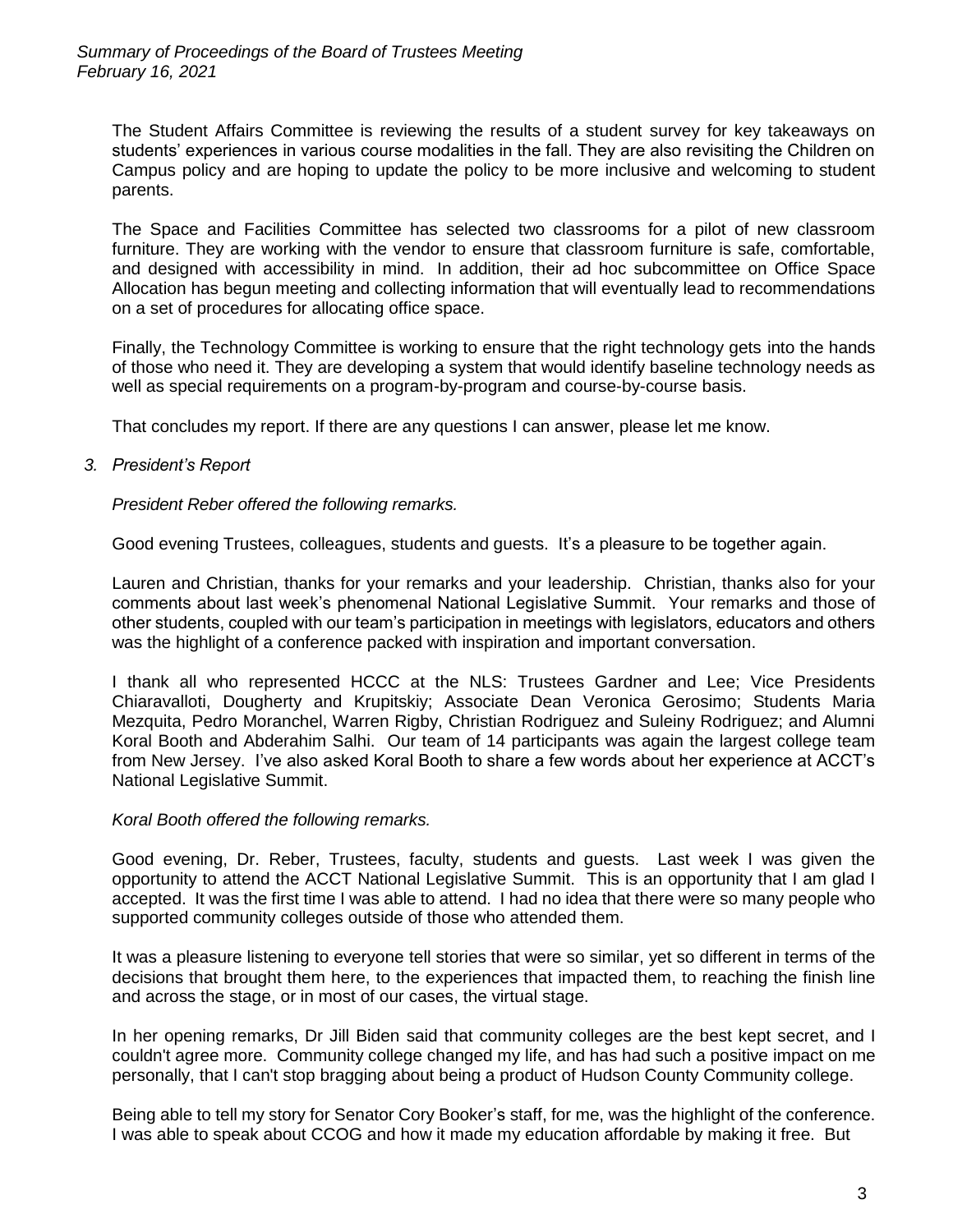The Student Affairs Committee is reviewing the results of a student survey for key takeaways on students' experiences in various course modalities in the fall. They are also revisiting the Children on Campus policy and are hoping to update the policy to be more inclusive and welcoming to student parents.

The Space and Facilities Committee has selected two classrooms for a pilot of new classroom furniture. They are working with the vendor to ensure that classroom furniture is safe, comfortable, and designed with accessibility in mind. In addition, their ad hoc subcommittee on Office Space Allocation has begun meeting and collecting information that will eventually lead to recommendations on a set of procedures for allocating office space.

Finally, the Technology Committee is working to ensure that the right technology gets into the hands of those who need it. They are developing a system that would identify baseline technology needs as well as special requirements on a program-by-program and course-by-course basis.

That concludes my report. If there are any questions I can answer, please let me know.

3. *President's Report*

*President Reber offered the following remarks.*

Good evening Trustees, colleagues, students and guests. It's a pleasure to be together again.

Lauren and Christian, thanks for your remarks and your leadership. Christian, thanks also for your comments about last week's phenomenal National Legislative Summit. Your remarks and those of other students, coupled with our team's participation in meetings with legislators, educators and others was the highlight of a conference packed with inspiration and important conversation.

I thank all who represented HCCC at the NLS: Trustees Gardner and Lee; Vice Presidents Chiaravalloti, Dougherty and Krupitskiy; Associate Dean Veronica Gerosimo; Students Maria Mezquita, Pedro Moranchel, Warren Rigby, Christian Rodriguez and Suleiny Rodriguez; and Alumni Koral Booth and Abderahim Salhi. Our team of 14 participants was again the largest college team from New Jersey. I've also asked Koral Booth to share a few words about her experience at ACCT's National Legislative Summit.

*Koral Booth offered the following remarks.*

Good evening, Dr. Reber, Trustees, faculty, students and guests. Last week I was given the opportunity to attend the ACCT National Legislative Summit. This is an opportunity that I am glad I accepted. It was the first time I was able to attend. I had no idea that there were so many people who supported community colleges outside of those who attended them.

It was a pleasure listening to everyone tell stories that were so similar, yet so different in terms of the decisions that brought them here, to the experiences that impacted them, to reaching the finish line and across the stage, or in most of our cases, the virtual stage.

In her opening remarks, Dr Jill Biden said that community colleges are the best kept secret, and I couldn't agree more. Community college changed my life, and has had such a positive impact on me personally, that I can't stop bragging about being a product of Hudson County Community college.

Being able to tell my story for Senator Cory Booker's staff, for me, was the highlight of the conference. I was able to speak about CCOG and how it made my education affordable by making it free. But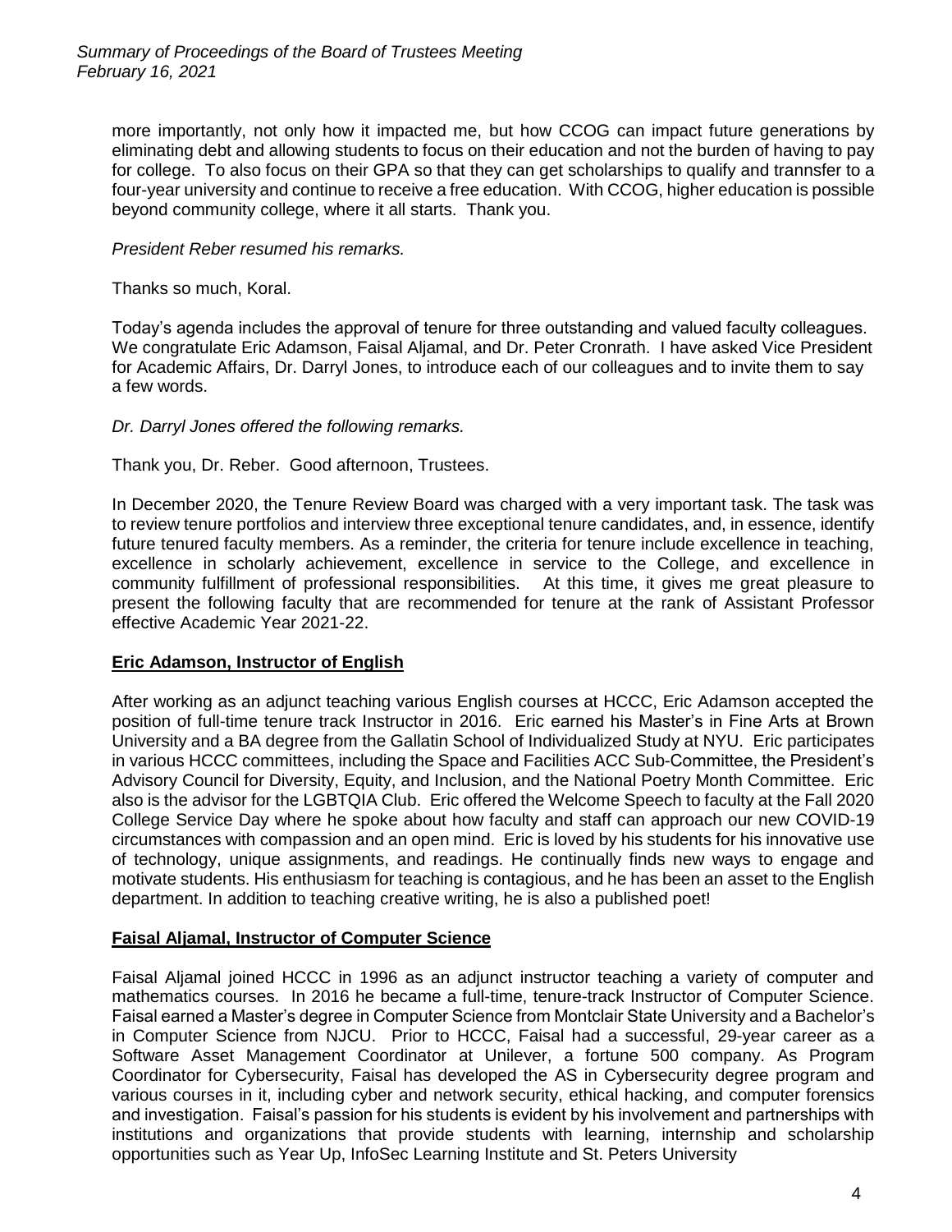more importantly, not only how it impacted me, but how CCOG can impact future generations by eliminating debt and allowing students to focus on their education and not the burden of having to pay for college. To also focus on their GPA so that they can get scholarships to qualify and trannsfer to a four-year university and continue to receive a free education. With CCOG, higher education is possible beyond community college, where it all starts. Thank you.

*President Reber resumed his remarks.*

Thanks so much, Koral.

Today's agenda includes the approval of tenure for three outstanding and valued faculty colleagues. We congratulate Eric Adamson, Faisal Aljamal, and Dr. Peter Cronrath. I have asked Vice President for Academic Affairs, Dr. Darryl Jones, to introduce each of our colleagues and to invite them to say a few words.

*Dr. Darryl Jones offered the following remarks.*

Thank you, Dr. Reber. Good afternoon, Trustees.

In December 2020, the Tenure Review Board was charged with a very important task. The task was to review tenure portfolios and interview three exceptional tenure candidates, and, in essence, identify future tenured faculty members. As a reminder, the criteria for tenure include excellence in teaching, excellence in scholarly achievement, excellence in service to the College, and excellence in community fulfillment of professional responsibilities. At this time, it gives me great pleasure to present the following faculty that are recommended for tenure at the rank of Assistant Professor effective Academic Year 2021-22.

**Eric Adamson, Instructor of English**

After working as an adjunct teaching various English courses at HCCC, Eric Adamson accepted the position of full-time tenure track Instructor in 2016. Eric earned his Master's in Fine Arts at Brown University and a BA degree from the Gallatin School of Individualized Study at NYU. Eric participates in various HCCC committees, including the Space and Facilities ACC Sub-Committee, the President's Advisory Council for Diversity, Equity, and Inclusion, and the National Poetry Month Committee. Eric also is the advisor for the LGBTQIA Club. Eric offered the Welcome Speech to faculty at the Fall 2020 College Service Day where he spoke about how faculty and staff can approach our new COVID-19 circumstances with compassion and an open mind. Eric is loved by his students for his innovative use of technology, unique assignments, and readings. He continually finds new ways to engage and motivate students. His enthusiasm for teaching is contagious, and he has been an asset to the English department. In addition to teaching creative writing, he is also a published poet!

**Faisal Aljamal, Instructor of Computer Science**

Faisal Aljamal joined HCCC in 1996 as an adjunct instructor teaching a variety of computer and mathematics courses. In 2016 he became a full-time, tenure-track Instructor of Computer Science. Faisal earned a Master's degree in Computer Science from Montclair State University and a Bachelor's in Computer Science from NJCU. Prior to HCCC, Faisal had a successful, 29-year career as a Software Asset Management Coordinator at Unilever, a fortune 500 company. As Program Coordinator for Cybersecurity, Faisal has developed the AS in Cybersecurity degree program and various courses in it, including cyber and network security, ethical hacking, and computer forensics and investigation. Faisal's passion for his students is evident by his involvement and partnerships with institutions and organizations that provide students with learning, internship and scholarship opportunities such as Year Up, InfoSec Learning Institute and St. Peters University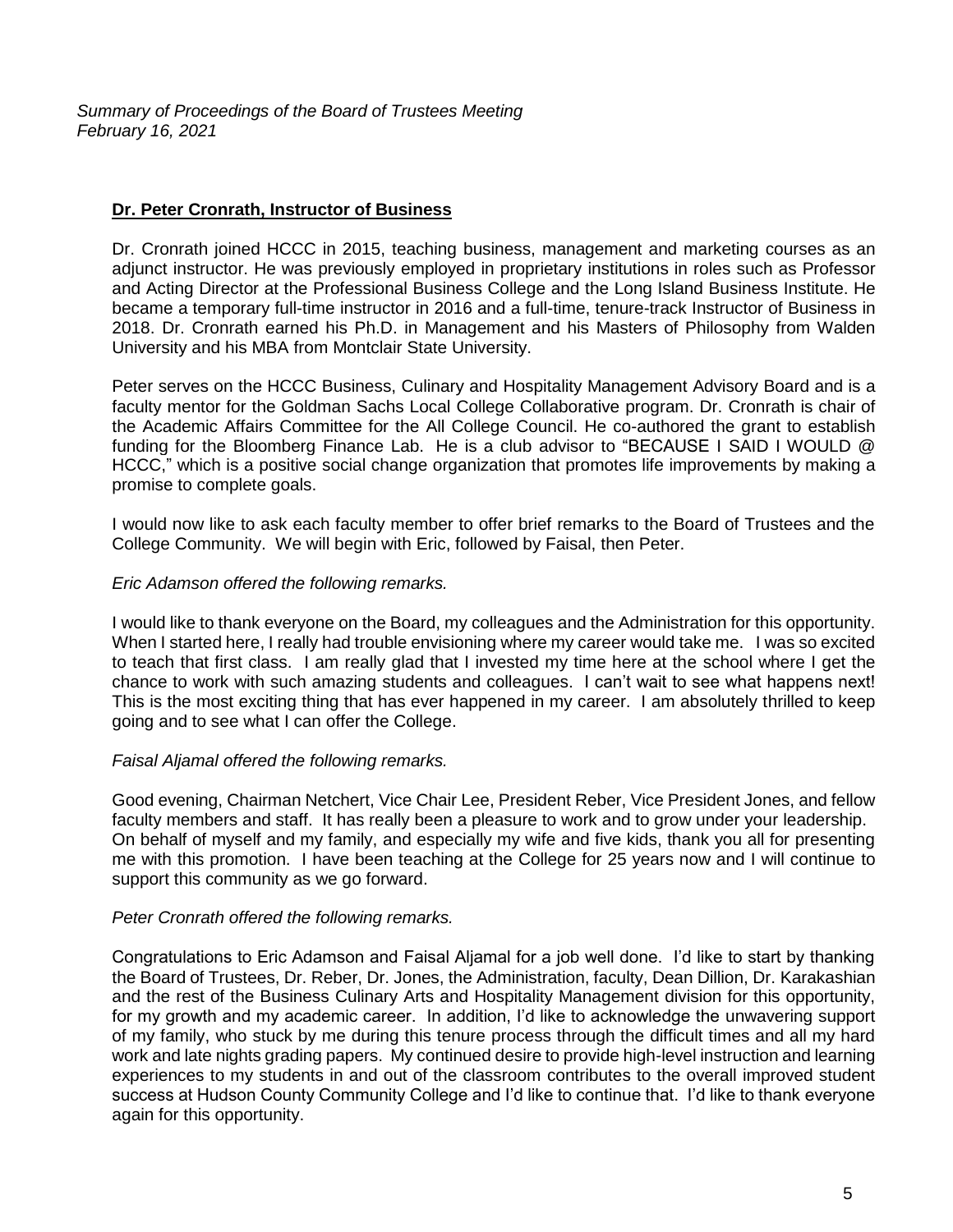**Dr. Peter Cronrath, Instructor of Business**

Dr. Cronrath joined HCCC in 2015, teaching business, management and marketing courses as an adjunct instructor. He was previously employed in proprietary institutions in roles such as Professor and Acting Director at the Professional Business College and the Long Island Business Institute. He became a temporary full-time instructor in 2016 and a full-time, tenure-track Instructor of Business in 2018. Dr. Cronrath earned his Ph.D. in Management and his Masters of Philosophy from Walden University and his MBA from Montclair State University.

Peter serves on the HCCC Business, Culinary and Hospitality Management Advisory Board and is a faculty mentor for the Goldman Sachs Local College Collaborative program. Dr. Cronrath is chair of the Academic Affairs Committee for the All College Council. He co-authored the grant to establish funding for the Bloomberg Finance Lab. He is a club advisor to "BECAUSE I SAID I WOULD @ HCCC," which is a positive social change organization that promotes life improvements by making a promise to complete goals.

I would now like to ask each faculty member to offer brief remarks to the Board of Trustees and the College Community. We will begin with Eric, followed by Faisal, then Peter.

*Eric Adamson offered the following remarks.*

I would like to thank everyone on the Board, my colleagues and the Administration for this opportunity. When I started here, I really had trouble envisioning where my career would take me. I was so excited to teach that first class. I am really glad that I invested my time here at the school where I get the chance to work with such amazing students and colleagues. I can't wait to see what happens next! This is the most exciting thing that has ever happened in my career. I am absolutely thrilled to keep going and to see what I can offer the College.

*Faisal Aljamal offered the following remarks.*

Good evening, Chairman Netchert, Vice Chair Lee, President Reber, Vice President Jones, and fellow faculty members and staff. It has really been a pleasure to work and to grow under your leadership. On behalf of myself and my family, and especially my wife and five kids, thank you all for presenting me with this promotion. I have been teaching at the College for 25 years now and I will continue to support this community as we go forward.

*Peter Cronrath offered the following remarks.*

Congratulations to Eric Adamson and Faisal Aljamal for a job well done. I'd like to start by thanking the Board of Trustees, Dr. Reber, Dr. Jones, the Administration, faculty, Dean Dillion, Dr. Karakashian and the rest of the Business Culinary Arts and Hospitality Management division for this opportunity, for my growth and my academic career. In addition, I'd like to acknowledge the unwavering support of my family, who stuck by me during this tenure process through the difficult times and all my hard work and late nights grading papers. My continued desire to provide high-level instruction and learning experiences to my students in and out of the classroom contributes to the overall improved student success at Hudson County Community College and I'd like to continue that. I'd like to thank everyone again for this opportunity.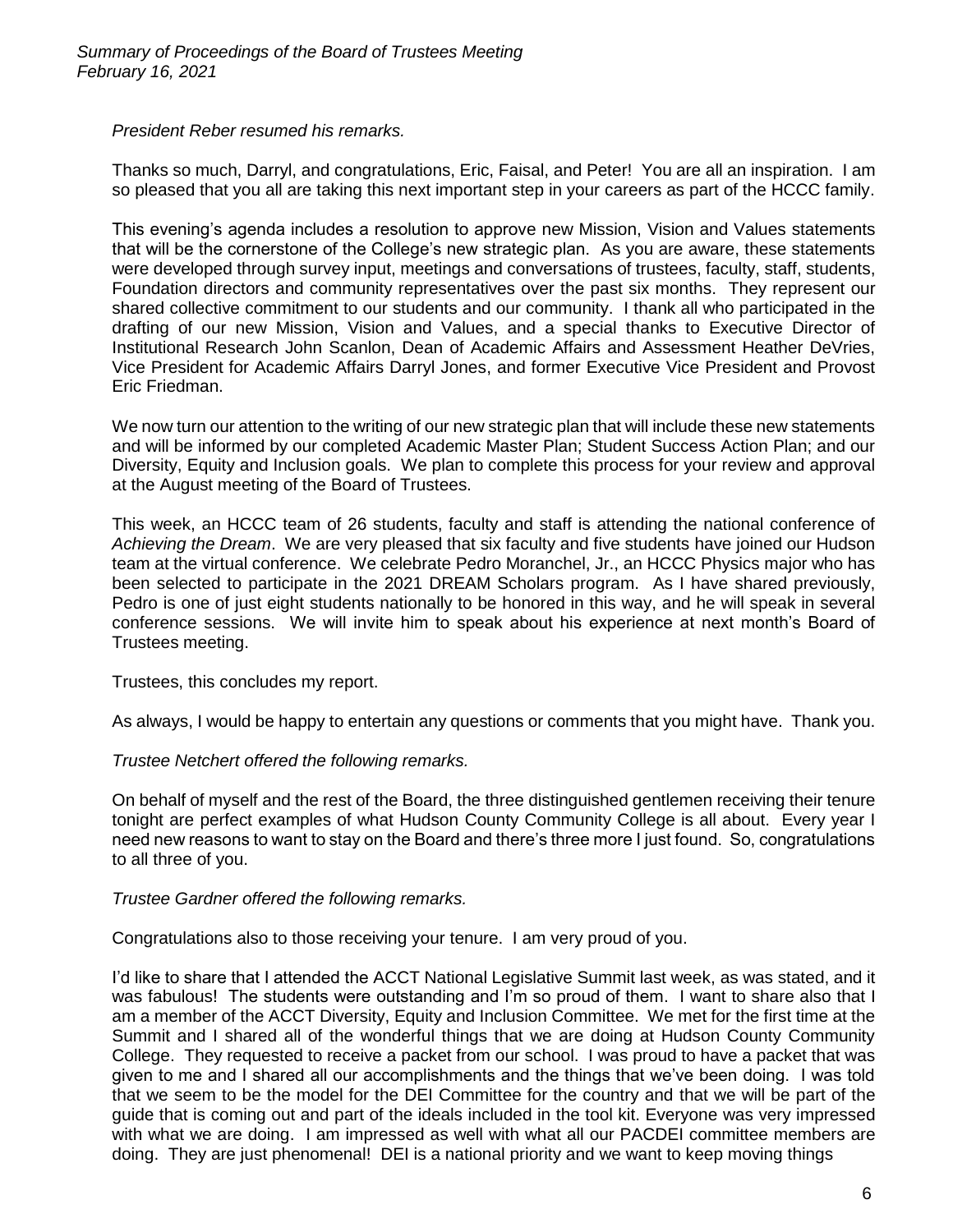*President Reber resumed his remarks.*

Thanks so much, Darryl, and congratulations, Eric, Faisal, and Peter! You are all an inspiration. I am so pleased that you all are taking this next important step in your careers as part of the HCCC family.

This evening's agenda includes a resolution to approve new Mission, Vision and Values statements that will be the cornerstone of the College's new strategic plan. As you are aware, these statements were developed through survey input, meetings and conversations of trustees, faculty, staff, students, Foundation directors and community representatives over the past six months. They represent our shared collective commitment to our students and our community. I thank all who participated in the drafting of our new Mission, Vision and Values, and a special thanks to Executive Director of Institutional Research John Scanlon, Dean of Academic Affairs and Assessment Heather DeVries, Vice President for Academic Affairs Darryl Jones, and former Executive Vice President and Provost Eric Friedman.

We now turn our attention to the writing of our new strategic plan that will include these new statements and will be informed by our completed Academic Master Plan; Student Success Action Plan; and our Diversity, Equity and Inclusion goals. We plan to complete this process for your review and approval at the August meeting of the Board of Trustees.

This week, an HCCC team of 26 students, faculty and staff is attending the national conference of *Achieving the Dream*. We are very pleased that six faculty and five students have joined our Hudson team at the virtual conference. We celebrate Pedro Moranchel, Jr., an HCCC Physics major who has been selected to participate in the 2021 DREAM Scholars program. As I have shared previously, Pedro is one of just eight students nationally to be honored in this way, and he will speak in several conference sessions. We will invite him to speak about his experience at next month's Board of Trustees meeting.

Trustees, this concludes my report.

As always, I would be happy to entertain any questions or comments that you might have. Thank you.

*Trustee Netchert offered the following remarks.*

On behalf of myself and the rest of the Board, the three distinguished gentlemen receiving their tenure tonight are perfect examples of what Hudson County Community College is all about. Every year I need new reasons to want to stay on the Board and there's three more I just found. So, congratulations to all three of you.

*Trustee Gardner offered the following remarks.*

Congratulations also to those receiving your tenure. I am very proud of you.

I'd like to share that I attended the ACCT National Legislative Summit last week, as was stated, and it was fabulous! The students were outstanding and I'm so proud of them. I want to share also that I am a member of the ACCT Diversity, Equity and Inclusion Committee. We met for the first time at the Summit and I shared all of the wonderful things that we are doing at Hudson County Community College. They requested to receive a packet from our school. I was proud to have a packet that was given to me and I shared all our accomplishments and the things that we've been doing. I was told that we seem to be the model for the DEI Committee for the country and that we will be part of the guide that is coming out and part of the ideals included in the tool kit. Everyone was very impressed with what we are doing. I am impressed as well with what all our PACDEI committee members are doing. They are just phenomenal! DEI is a national priority and we want to keep moving things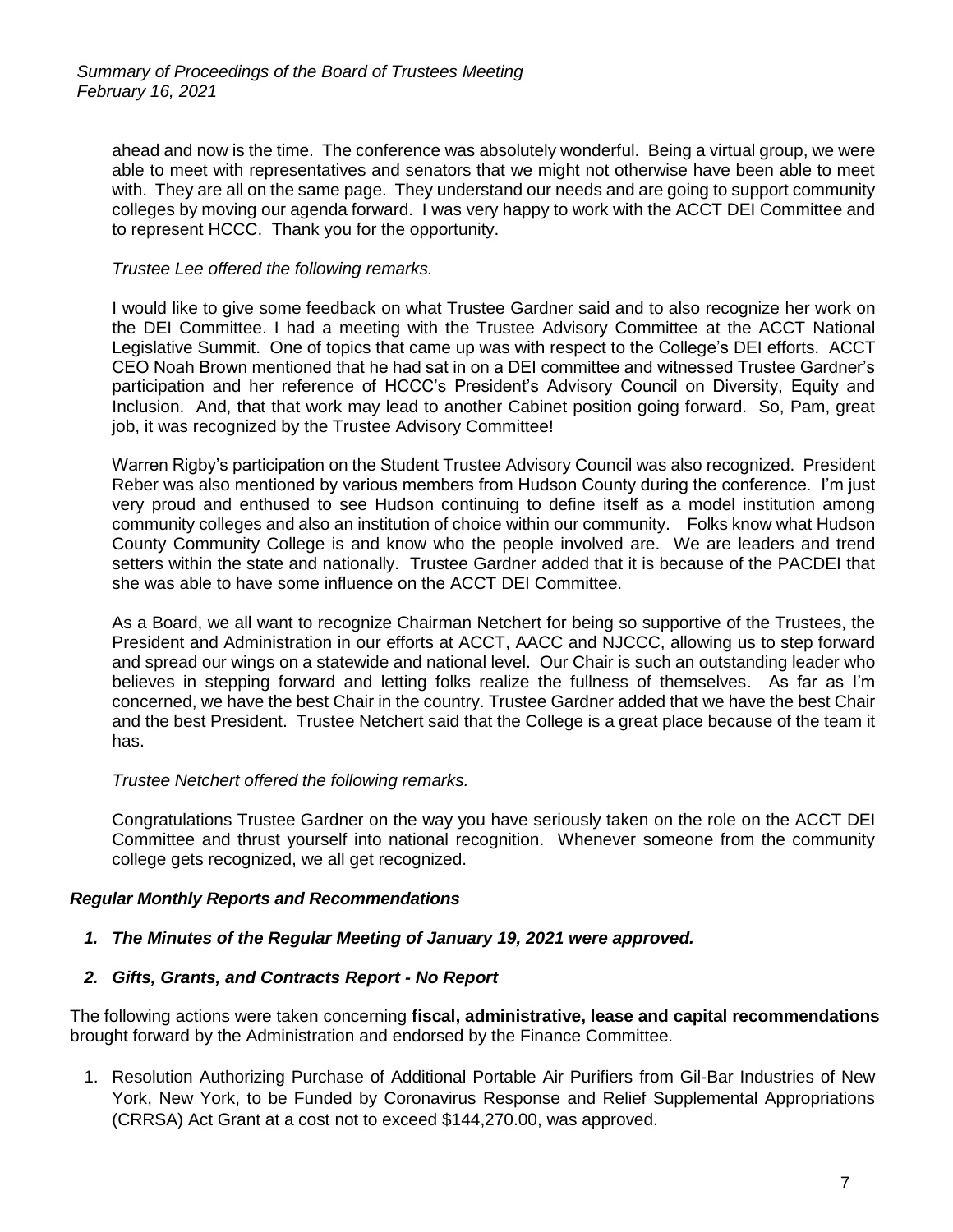ahead and now is the time. The conference was absolutely wonderful. Being a virtual group, we were able to meet with representatives and senators that we might not otherwise have been able to meet with. They are all on the same page. They understand our needs and are going to support community colleges by moving our agenda forward. I was very happy to work with the ACCT DEI Committee and to represent HCCC. Thank you for the opportunity.

*Trustee Lee offered the following remarks.*

I would like to give some feedback on what Trustee Gardner said and to also recognize her work on the DEI Committee. I had a meeting with the Trustee Advisory Committee at the ACCT National Legislative Summit. One of topics that came up was with respect to the College's DEI efforts. ACCT CEO Noah Brown mentioned that he had sat in on a DEI committee and witnessed Trustee Gardner's participation and her reference of HCCC's President's Advisory Council on Diversity, Equity and Inclusion. And, that that work may lead to another Cabinet position going forward. So, Pam, great job, it was recognized by the Trustee Advisory Committee!

Warren Rigby's participation on the Student Trustee Advisory Council was also recognized. President Reber was also mentioned by various members from Hudson County during the conference. I'm just very proud and enthused to see Hudson continuing to define itself as a model institution among community colleges and also an institution of choice within our community. Folks know what Hudson County Community College is and know who the people involved are. We are leaders and trend setters within the state and nationally. Trustee Gardner added that it is because of the PACDEI that she was able to have some influence on the ACCT DEI Committee.

As a Board, we all want to recognize Chairman Netchert for being so supportive of the Trustees, the President and Administration in our efforts at ACCT, AACC and NJCCC, allowing us to step forward and spread our wings on a statewide and national level. Our Chair is such an outstanding leader who believes in stepping forward and letting folks realize the fullness of themselves. As far as I'm concerned, we have the best Chair in the country. Trustee Gardner added that we have the best Chair and the best President. Trustee Netchert said that the College is a great place because of the team it has.

*Trustee Netchert offered the following remarks.*

Congratulations Trustee Gardner on the way you have seriously taken on the role on the ACCT DEI Committee and thrust yourself into national recognition. Whenever someone from the community college gets recognized, we all get recognized.

### *Regular Monthly Reports and Recommendations*

1. ***The Minutes of the Regular Meeting of January 19, 2021 were approved.***
2. ***Gifts, Grants, and Contracts Report - No Report***

The following actions were taken concerning **fiscal, administrative, lease and capital recommendations** brought forward by the Administration and endorsed by the Finance Committee.

1. Resolution Authorizing Purchase of Additional Portable Air Purifiers from Gil-Bar Industries of New York, New York, to be Funded by Coronavirus Response and Relief Supplemental Appropriations (CRRSA) Act Grant at a cost not to exceed $144,270.00, was approved.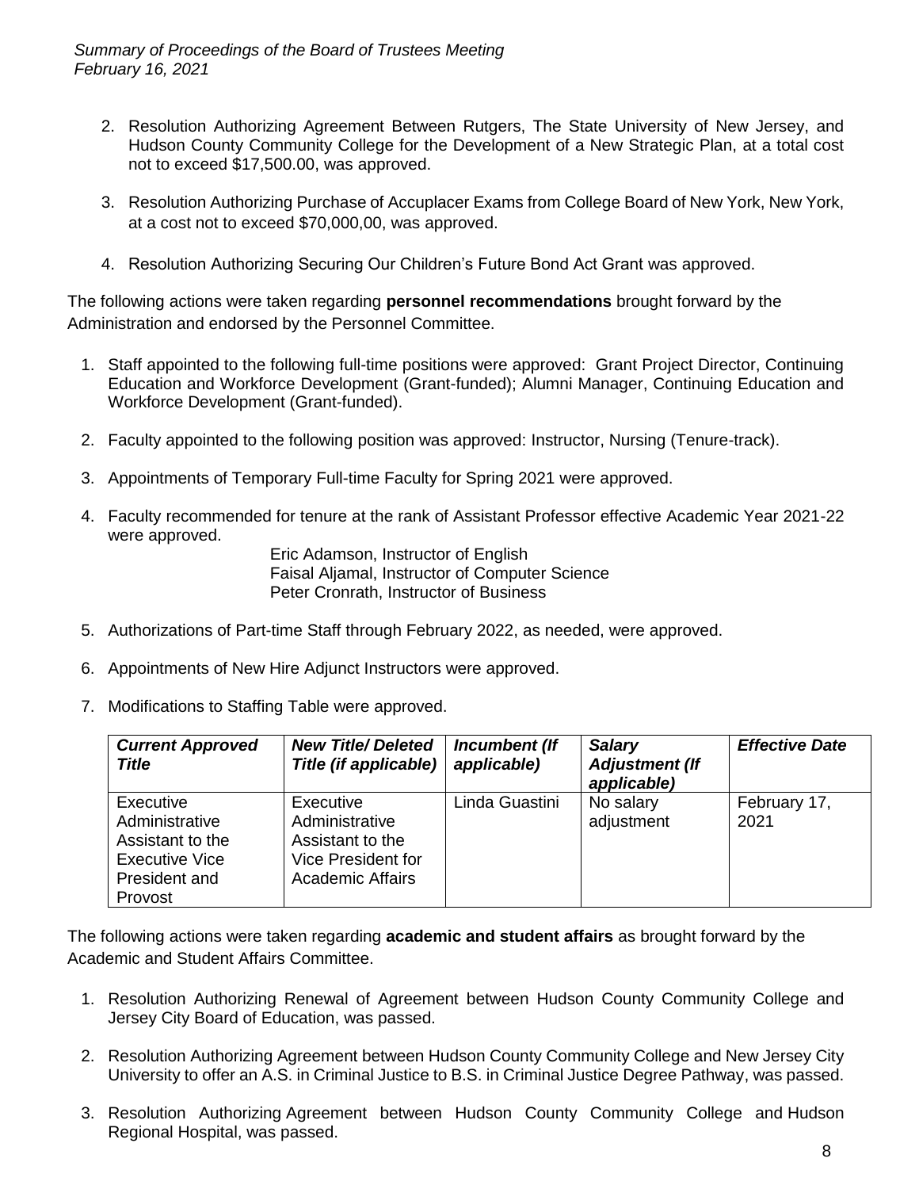2. Resolution Authorizing Agreement Between Rutgers, The State University of New Jersey, and Hudson County Community College for the Development of a New Strategic Plan, at a total cost not to exceed $17,500.00, was approved.

3. Resolution Authorizing Purchase of Accuplacer Exams from College Board of New York, New York, at a cost not to exceed $70,000,00, was approved.

4. Resolution Authorizing Securing Our Children's Future Bond Act Grant was approved.

The following actions were taken regarding **personnel recommendations** brought forward by the Administration and endorsed by the Personnel Committee.

1. Staff appointed to the following full-time positions were approved: Grant Project Director, Continuing Education and Workforce Development (Grant-funded); Alumni Manager, Continuing Education and Workforce Development (Grant-funded).

2. Faculty appointed to the following position was approved: Instructor, Nursing (Tenure-track).

3. Appointments of Temporary Full-time Faculty for Spring 2021 were approved.

4. Faculty recommended for tenure at the rank of Assistant Professor effective Academic Year 2021-22 were approved.

   Eric Adamson, Instructor of English
   Faisal Aljamal, Instructor of Computer Science
   Peter Cronrath, Instructor of Business

5. Authorizations of Part-time Staff through February 2022, as needed, were approved.

6. Appointments of New Hire Adjunct Instructors were approved.

7. Modifications to Staffing Table were approved.

| *Current Approved Title* | *New Title/ Deleted Title (if applicable)* | *Incumbent (If applicable)* | *Salary Adjustment (If applicable)* | *Effective Date* |
|---|---|---|---|---|
| Executive Administrative Assistant to the Executive Vice President and Provost | Executive Administrative Assistant to the Vice President for Academic Affairs | Linda Guastini | No salary adjustment | February 17, 2021 |

The following actions were taken regarding **academic and student affairs** as brought forward by the Academic and Student Affairs Committee.

1. Resolution Authorizing Renewal of Agreement between Hudson County Community College and Jersey City Board of Education, was passed.

2. Resolution Authorizing Agreement between Hudson County Community College and New Jersey City University to offer an A.S. in Criminal Justice to B.S. in Criminal Justice Degree Pathway, was passed.

3. Resolution Authorizing Agreement between Hudson County Community College and Hudson Regional Hospital, was passed.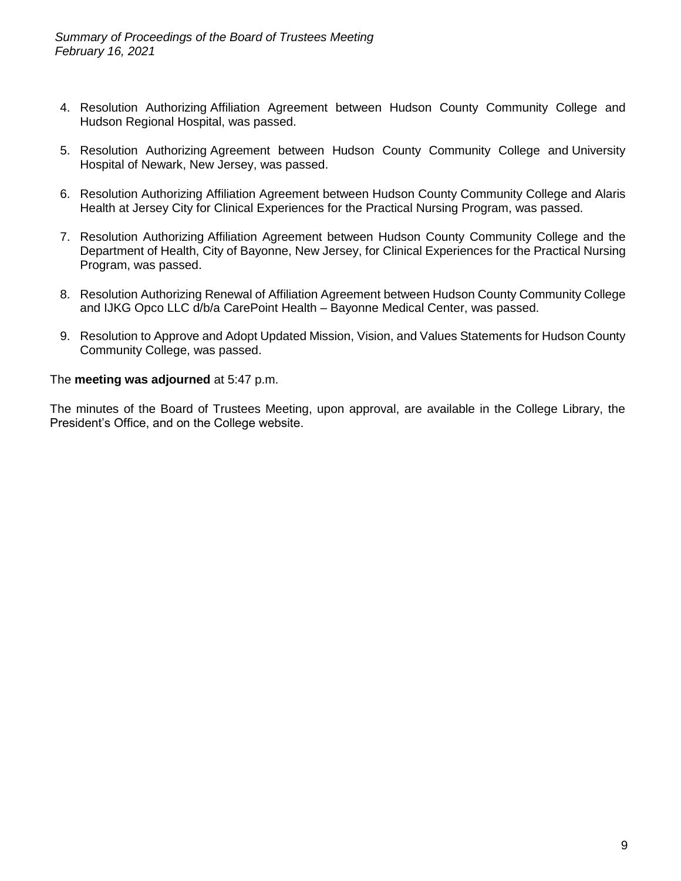4. Resolution Authorizing Affiliation Agreement between Hudson County Community College and Hudson Regional Hospital, was passed.

5. Resolution Authorizing Agreement between Hudson County Community College and University Hospital of Newark, New Jersey, was passed.

6. Resolution Authorizing Affiliation Agreement between Hudson County Community College and Alaris Health at Jersey City for Clinical Experiences for the Practical Nursing Program, was passed.

7. Resolution Authorizing Affiliation Agreement between Hudson County Community College and the Department of Health, City of Bayonne, New Jersey, for Clinical Experiences for the Practical Nursing Program, was passed.

8. Resolution Authorizing Renewal of Affiliation Agreement between Hudson County Community College and IJKG Opco LLC d/b/a CarePoint Health – Bayonne Medical Center, was passed.

9. Resolution to Approve and Adopt Updated Mission, Vision, and Values Statements for Hudson County Community College, was passed.

The **meeting was adjourned** at 5:47 p.m.

The minutes of the Board of Trustees Meeting, upon approval, are available in the College Library, the President's Office, and on the College website.